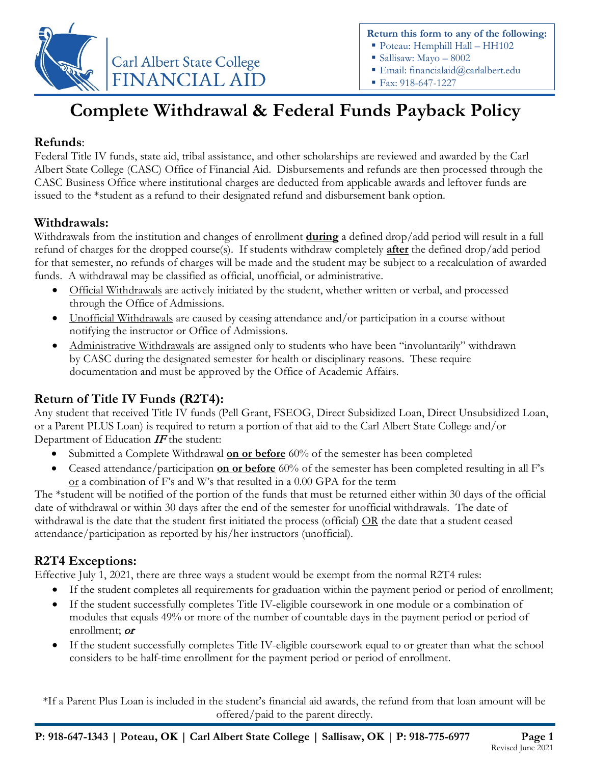Carl Albert State College
FINANCIAL AID

**Return this form to any of the following:**

- Poteau: Hemphill Hall – HH102
- Sallisaw: Mayo – 8002
- Email: financialaid@carlalbert.edu
- Fax: 918-647-1227

# Complete Withdrawal & Federal Funds Payback Policy

## Refunds:

Federal Title IV funds, state aid, tribal assistance, and other scholarships are reviewed and awarded by the Carl Albert State College (CASC) Office of Financial Aid. Disbursements and refunds are then processed through the CASC Business Office where institutional charges are deducted from applicable awards and leftover funds are issued to the *student as a refund to their designated refund and disbursement bank option.

## Withdrawals:

Withdrawals from the institution and changes of enrollment **during** a defined drop/add period will result in a full refund of charges for the dropped course(s). If students withdraw completely **after** the defined drop/add period for that semester, no refunds of charges will be made and the student may be subject to a recalculation of awarded funds. A withdrawal may be classified as official, unofficial, or administrative.

- Official Withdrawals are actively initiated by the student, whether written or verbal, and processed through the Office of Admissions.
- Unofficial Withdrawals are caused by ceasing attendance and/or participation in a course without notifying the instructor or Office of Admissions.
- Administrative Withdrawals are assigned only to students who have been "involuntarily" withdrawn by CASC during the designated semester for health or disciplinary reasons. These require documentation and must be approved by the Office of Academic Affairs.

## Return of Title IV Funds (R2T4):

Any student that received Title IV funds (Pell Grant, FSEOG, Direct Subsidized Loan, Direct Unsubsidized Loan, or a Parent PLUS Loan) is required to return a portion of that aid to the Carl Albert State College and/or Department of Education ***IF*** the student:

- Submitted a Complete Withdrawal **on or before** 60% of the semester has been completed
- Ceased attendance/participation **on or before** 60% of the semester has been completed resulting in all F's or a combination of F's and W's that resulted in a 0.00 GPA for the term

The *student will be notified of the portion of the funds that must be returned either within 30 days of the official date of withdrawal or within 30 days after the end of the semester for unofficial withdrawals. The date of withdrawal is the date that the student first initiated the process (official) OR the date that a student ceased attendance/participation as reported by his/her instructors (unofficial).

## R2T4 Exceptions:

Effective July 1, 2021, there are three ways a student would be exempt from the normal R2T4 rules:

- If the student completes all requirements for graduation within the payment period or period of enrollment;
- If the student successfully completes Title IV-eligible coursework in one module or a combination of modules that equals 49% or more of the number of countable days in the payment period or period of enrollment; ***or***
- If the student successfully completes Title IV-eligible coursework equal to or greater than what the school considers to be half-time enrollment for the payment period or period of enrollment.

*If a Parent Plus Loan is included in the student's financial aid awards, the refund from that loan amount will be offered/paid to the parent directly.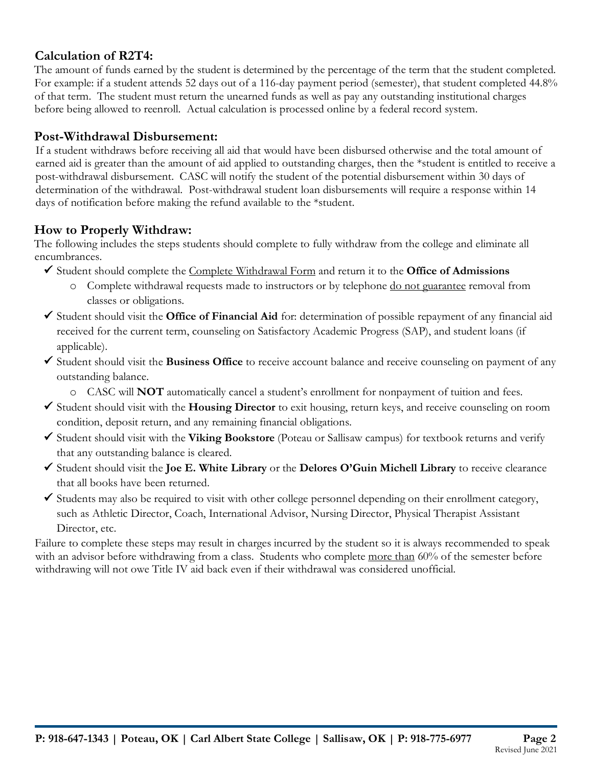## Calculation of R2T4:

The amount of funds earned by the student is determined by the percentage of the term that the student completed. For example: if a student attends 52 days out of a 116-day payment period (semester), that student completed 44.8% of that term. The student must return the unearned funds as well as pay any outstanding institutional charges before being allowed to reenroll. Actual calculation is processed online by a federal record system.

## Post-Withdrawal Disbursement:

If a student withdraws before receiving all aid that would have been disbursed otherwise and the total amount of earned aid is greater than the amount of aid applied to outstanding charges, then the *student is entitled to receive a post-withdrawal disbursement. CASC will notify the student of the potential disbursement within 30 days of determination of the withdrawal. Post-withdrawal student loan disbursements will require a response within 14 days of notification before making the refund available to the *student.

## How to Properly Withdraw:

The following includes the steps students should complete to fully withdraw from the college and eliminate all encumbrances.

- ✓ Student should complete the Complete Withdrawal Form and return it to the **Office of Admissions**
  - o Complete withdrawal requests made to instructors or by telephone do not guarantee removal from classes or obligations.
- ✓ Student should visit the **Office of Financial Aid** for: determination of possible repayment of any financial aid received for the current term, counseling on Satisfactory Academic Progress (SAP), and student loans (if applicable).
- ✓ Student should visit the **Business Office** to receive account balance and receive counseling on payment of any outstanding balance.
  - o CASC will **NOT** automatically cancel a student's enrollment for nonpayment of tuition and fees.
- ✓ Student should visit with the **Housing Director** to exit housing, return keys, and receive counseling on room condition, deposit return, and any remaining financial obligations.
- ✓ Student should visit with the **Viking Bookstore** (Poteau or Sallisaw campus) for textbook returns and verify that any outstanding balance is cleared.
- ✓ Student should visit the **Joe E. White Library** or the **Delores O'Guin Michell Library** to receive clearance that all books have been returned.
- ✓ Students may also be required to visit with other college personnel depending on their enrollment category, such as Athletic Director, Coach, International Advisor, Nursing Director, Physical Therapist Assistant Director, etc.

Failure to complete these steps may result in charges incurred by the student so it is always recommended to speak with an advisor before withdrawing from a class. Students who complete more than 60% of the semester before withdrawing will not owe Title IV aid back even if their withdrawal was considered unofficial.